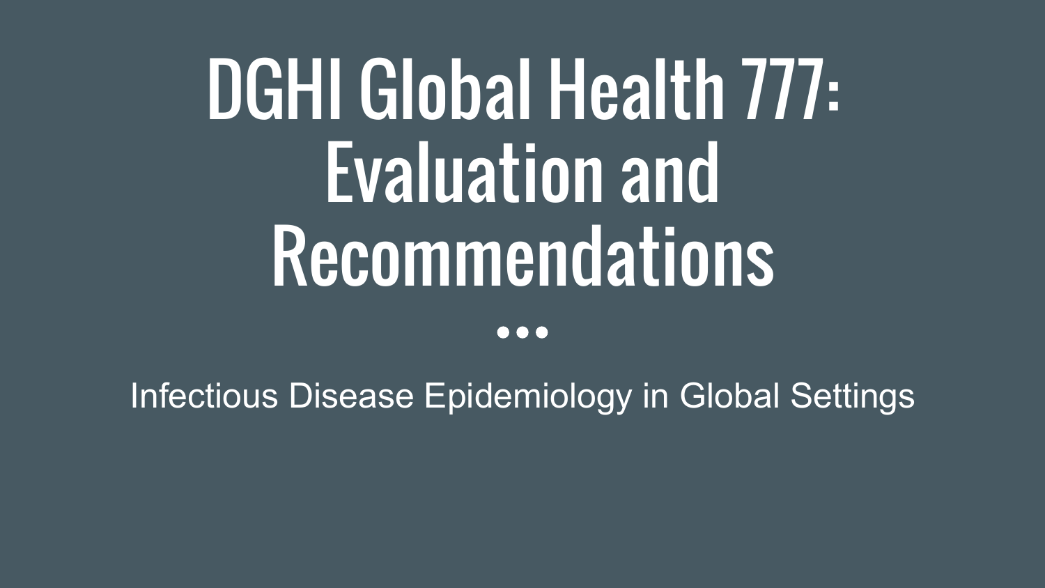# DGHI Global Health 777: Evaluation and Recommendations

Infectious Disease Epidemiology in Global Settings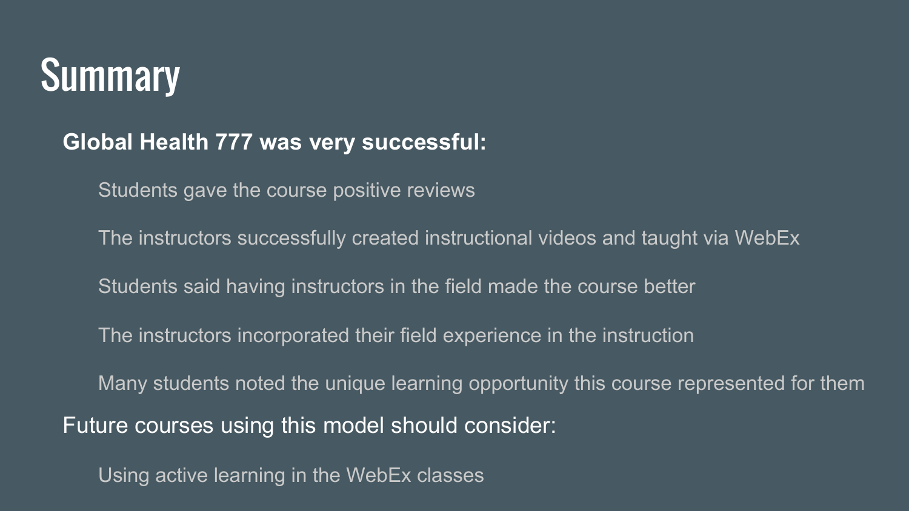# Summary

**Global Health 777 was very successful:**

- Students gave the course positive reviews
- The instructors successfully created instructional videos and taught via WebEx
- Students said having instructors in the field made the course better
- The instructors incorporated their field experience in the instruction
- Many students noted the unique learning opportunity this course represented for them

Future courses using this model should consider:

- Using active learning in the WebEx classes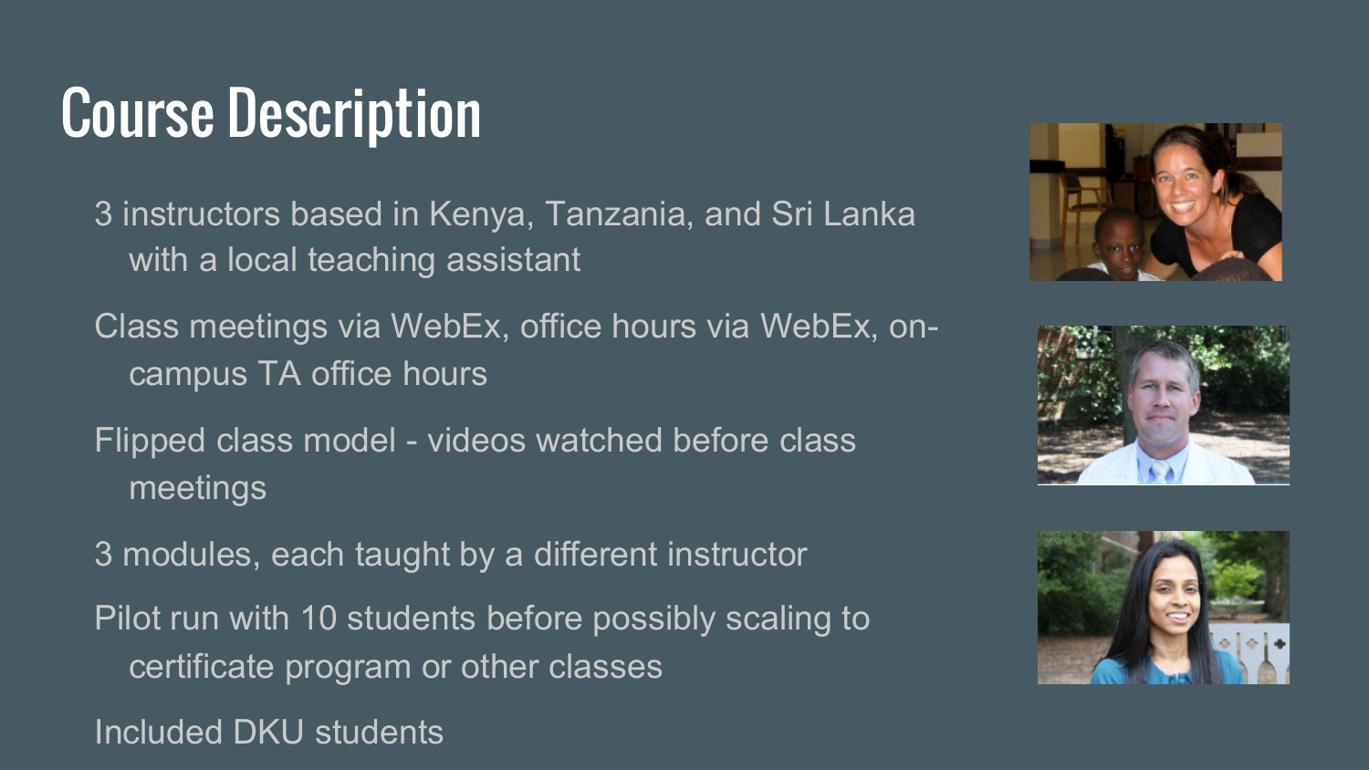# Course Description

- 3 instructors based in Kenya, Tanzania, and Sri Lanka with a local teaching assistant
- Class meetings via WebEx, office hours via WebEx, on-campus TA office hours
- Flipped class model - videos watched before class meetings
- 3 modules, each taught by a different instructor
- Pilot run with 10 students before possibly scaling to certificate program or other classes
- Included DKU students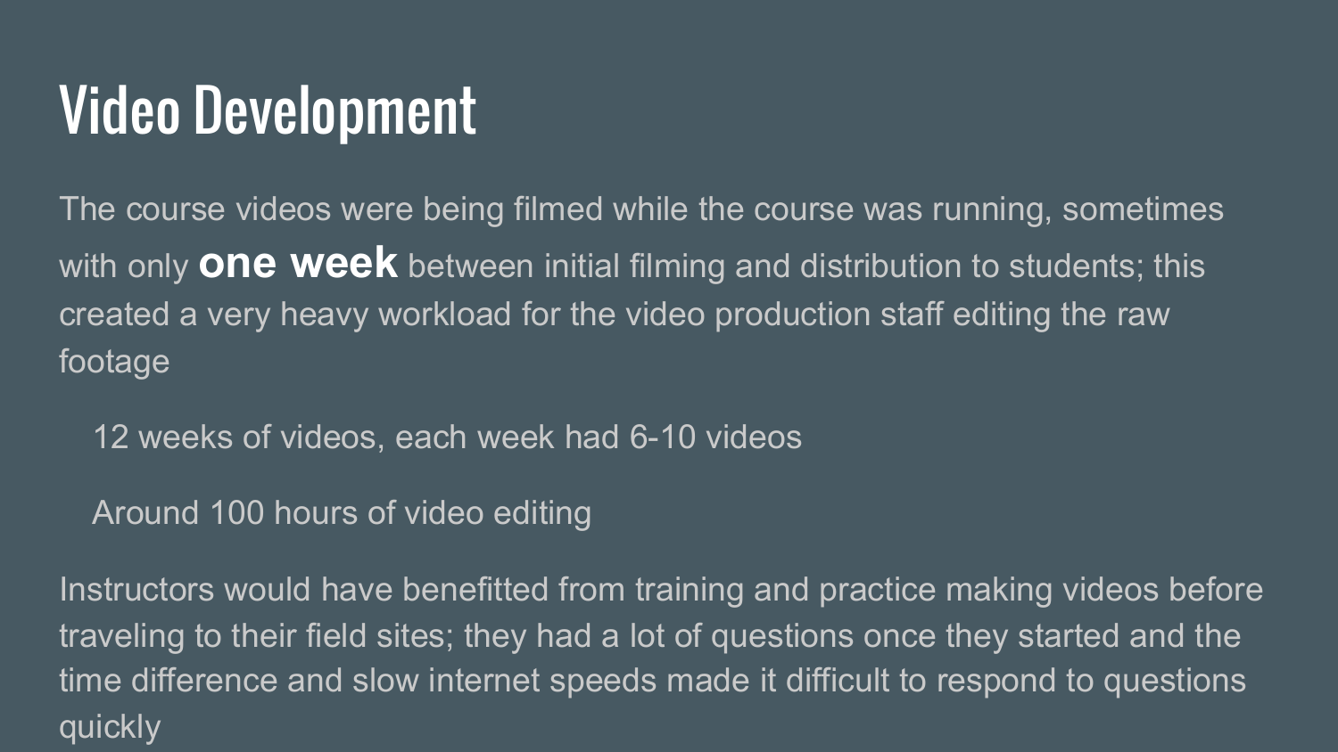# Video Development

The course videos were being filmed while the course was running, sometimes with only **one week** between initial filming and distribution to students; this created a very heavy workload for the video production staff editing the raw footage

- 12 weeks of videos, each week had 6-10 videos
- Around 100 hours of video editing

Instructors would have benefitted from training and practice making videos before traveling to their field sites; they had a lot of questions once they started and the time difference and slow internet speeds made it difficult to respond to questions quickly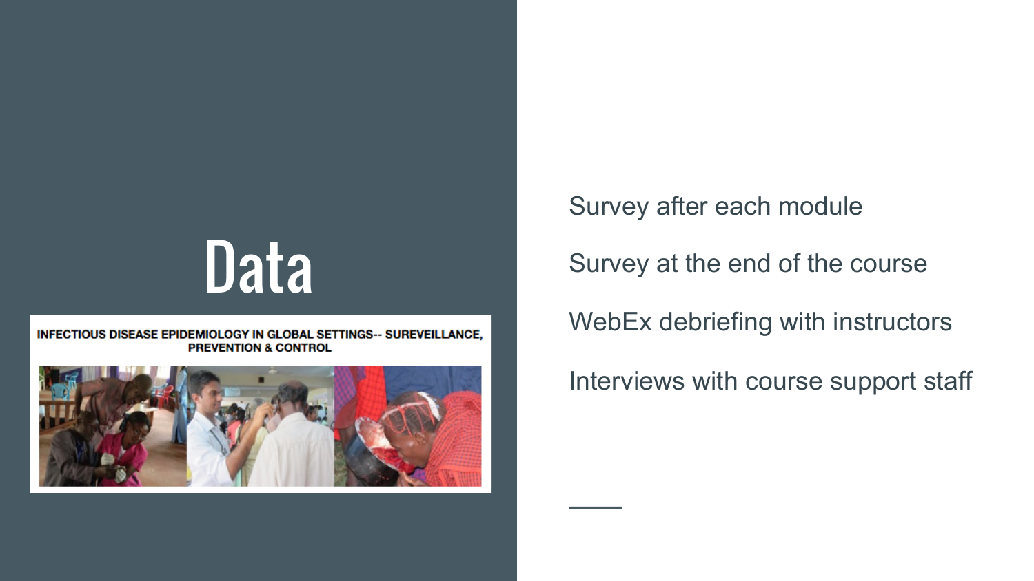# Data

INFECTIOUS DISEASE EPIDEMIOLOGY IN GLOBAL SETTINGS-- SUREVEILLANCE, PREVENTION & CONTROL

Survey after each module

Survey at the end of the course

WebEx debriefing with instructors

Interviews with course support staff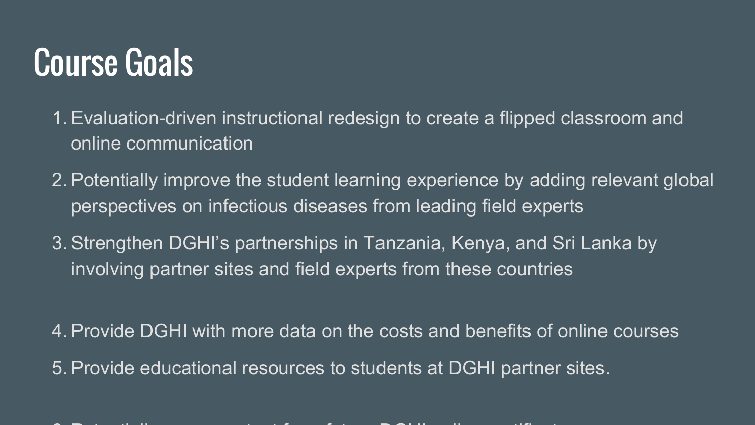# Course Goals

1. Evaluation-driven instructional redesign to create a flipped classroom and online communication
2. Potentially improve the student learning experience by adding relevant global perspectives on infectious diseases from leading field experts
3. Strengthen DGHI's partnerships in Tanzania, Kenya, and Sri Lanka by involving partner sites and field experts from these countries

4. Provide DGHI with more data on the costs and benefits of online courses
5. Provide educational resources to students at DGHI partner sites.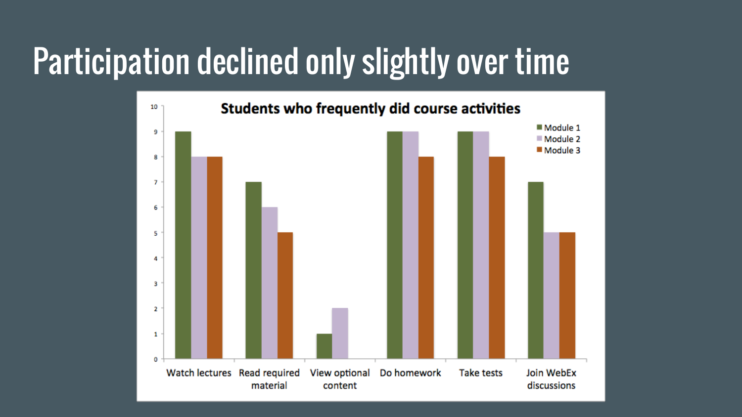# Participation declined only slightly over time

**Students who frequently did course activities**

| Activity | Module 1 | Module 2 | Module 3 |
| --- | --- | --- | --- |
| Watch lectures | 9 | 8 | 8 |
| Read required material | 7 | 6 | 5 |
| View optional content | 1 | 2 | 0 |
| Do homework | 9 | 9 | 8 |
| Take tests | 9 | 9 | 8 |
| Join WebEx discussions | 7 | 5 | 5 |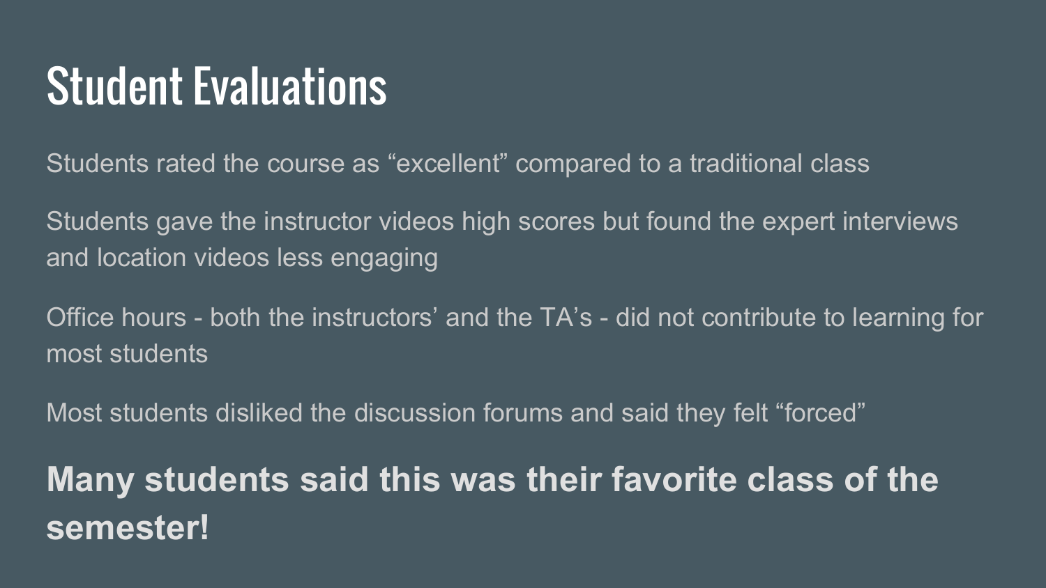# Student Evaluations

Students rated the course as “excellent” compared to a traditional class

Students gave the instructor videos high scores but found the expert interviews and location videos less engaging

Office hours - both the instructors’ and the TA’s - did not contribute to learning for most students

Most students disliked the discussion forums and said they felt “forced”

**Many students said this was their favorite class of the semester!**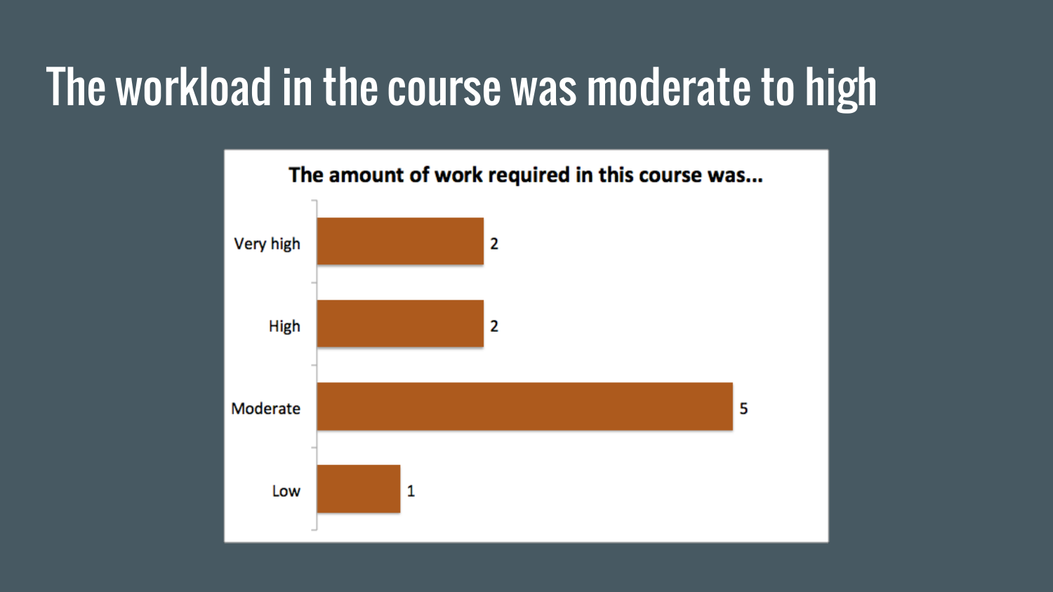# The workload in the course was moderate to high

**The amount of work required in this course was...**

| Response | Count |
| --- | --- |
| Very high | 2 |
| High | 2 |
| Moderate | 5 |
| Low | 1 |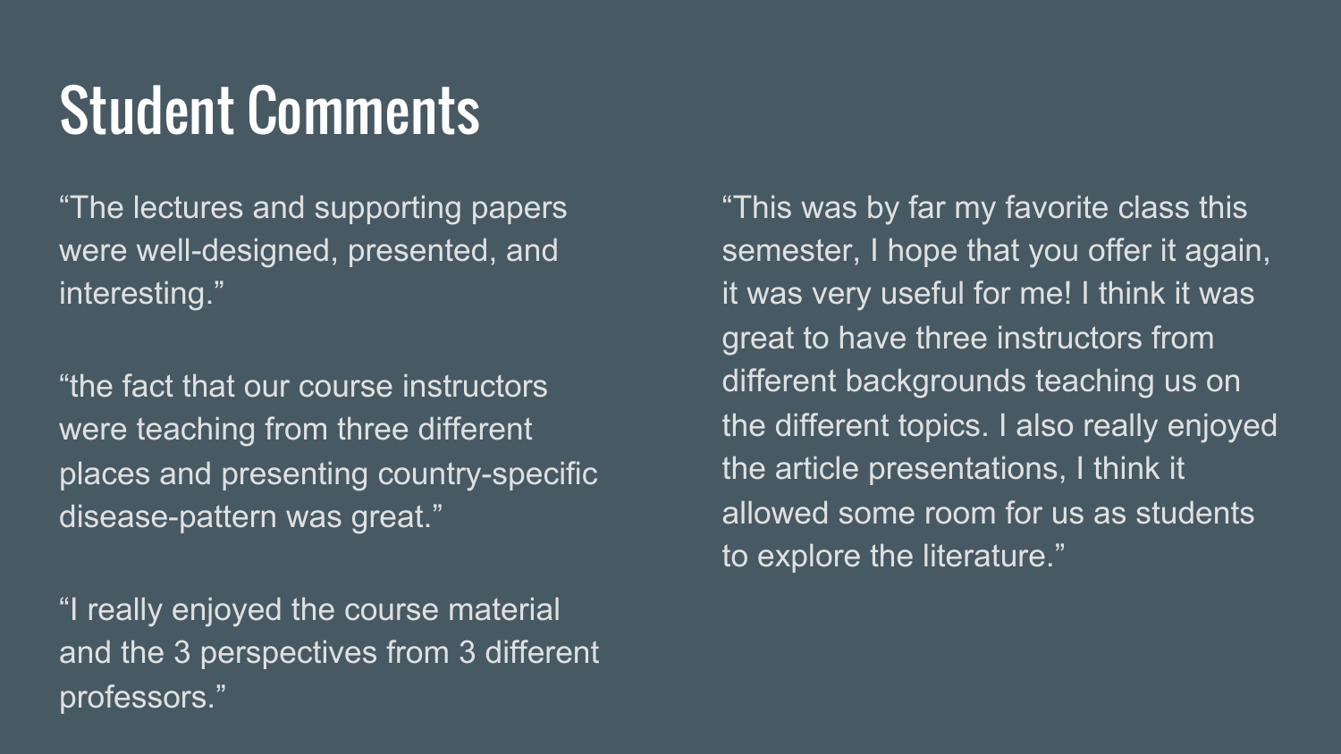# Student Comments

“The lectures and supporting papers were well-designed, presented, and interesting.”

“the fact that our course instructors were teaching from three different places and presenting country-specific disease-pattern was great.”

“I really enjoyed the course material and the 3 perspectives from 3 different professors.”

“This was by far my favorite class this semester, I hope that you offer it again, it was very useful for me! I think it was great to have three instructors from different backgrounds teaching us on the different topics. I also really enjoyed the article presentations, I think it allowed some room for us as students to explore the literature.”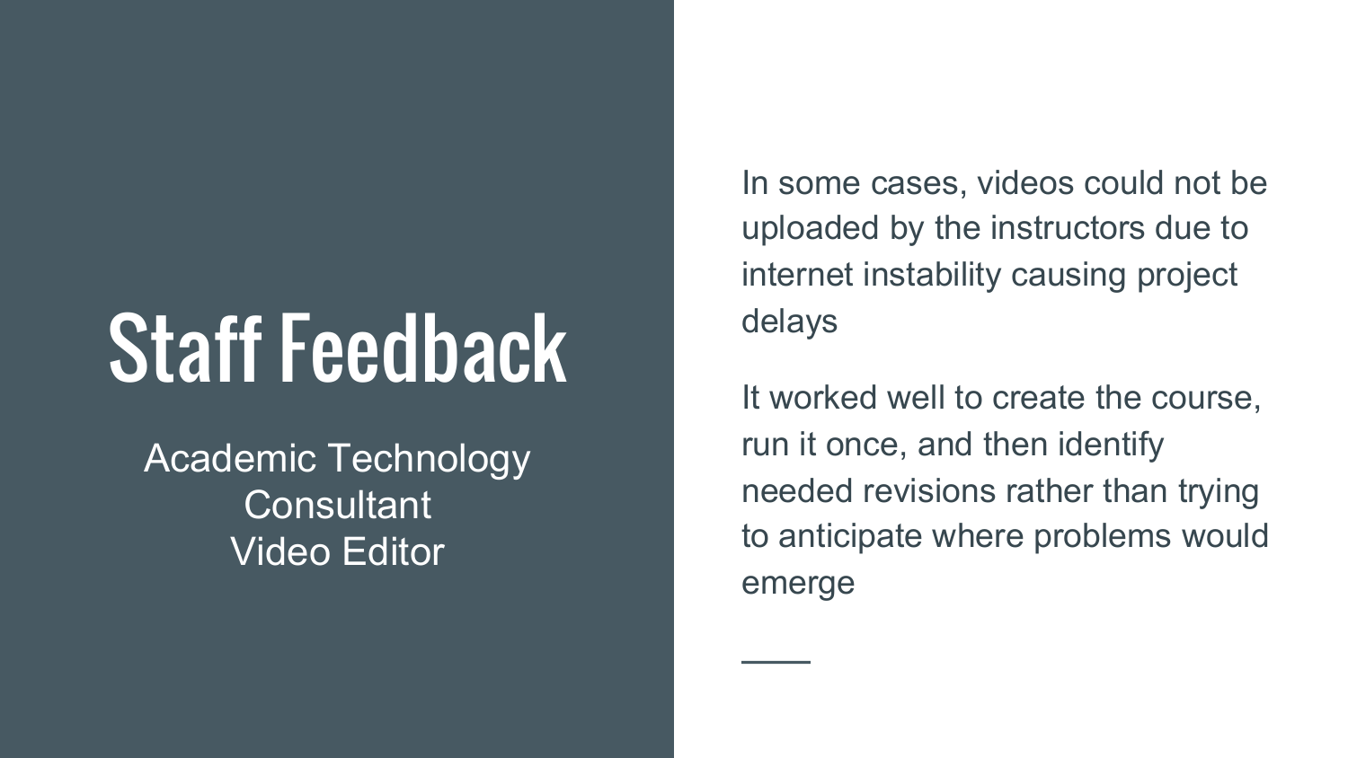# Staff Feedback

Academic Technology Consultant
Video Editor

In some cases, videos could not be uploaded by the instructors due to internet instability causing project delays

It worked well to create the course, run it once, and then identify needed revisions rather than trying to anticipate where problems would emerge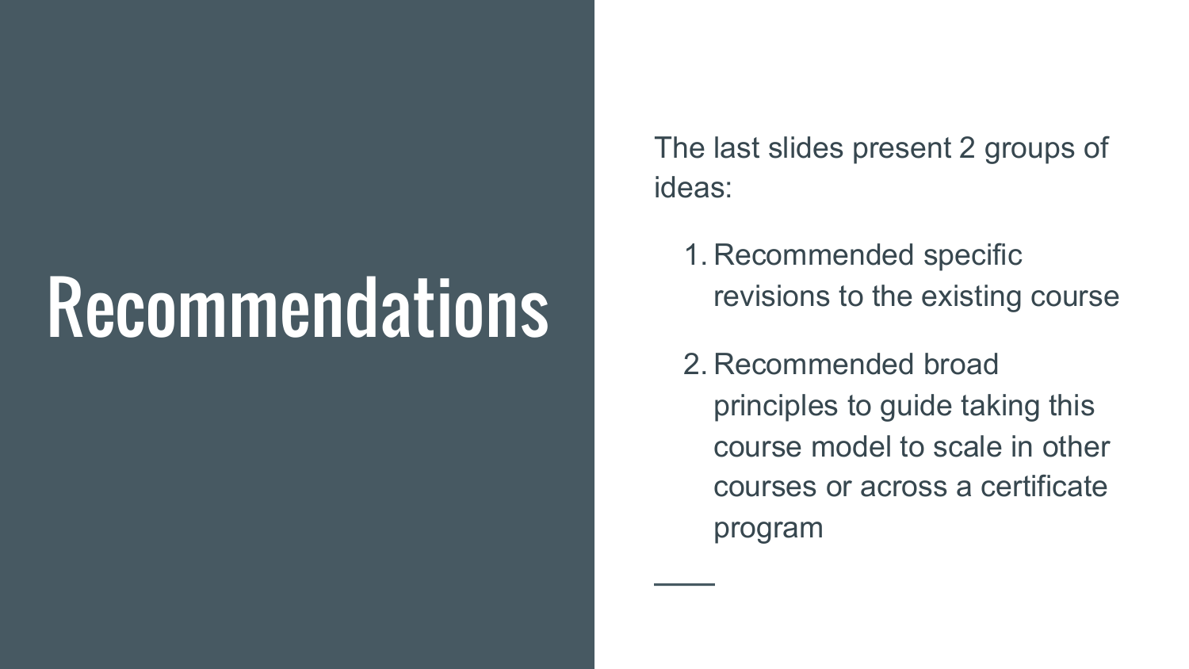# Recommendations

The last slides present 2 groups of ideas:

1. Recommended specific revisions to the existing course
2. Recommended broad principles to guide taking this course model to scale in other courses or across a certificate program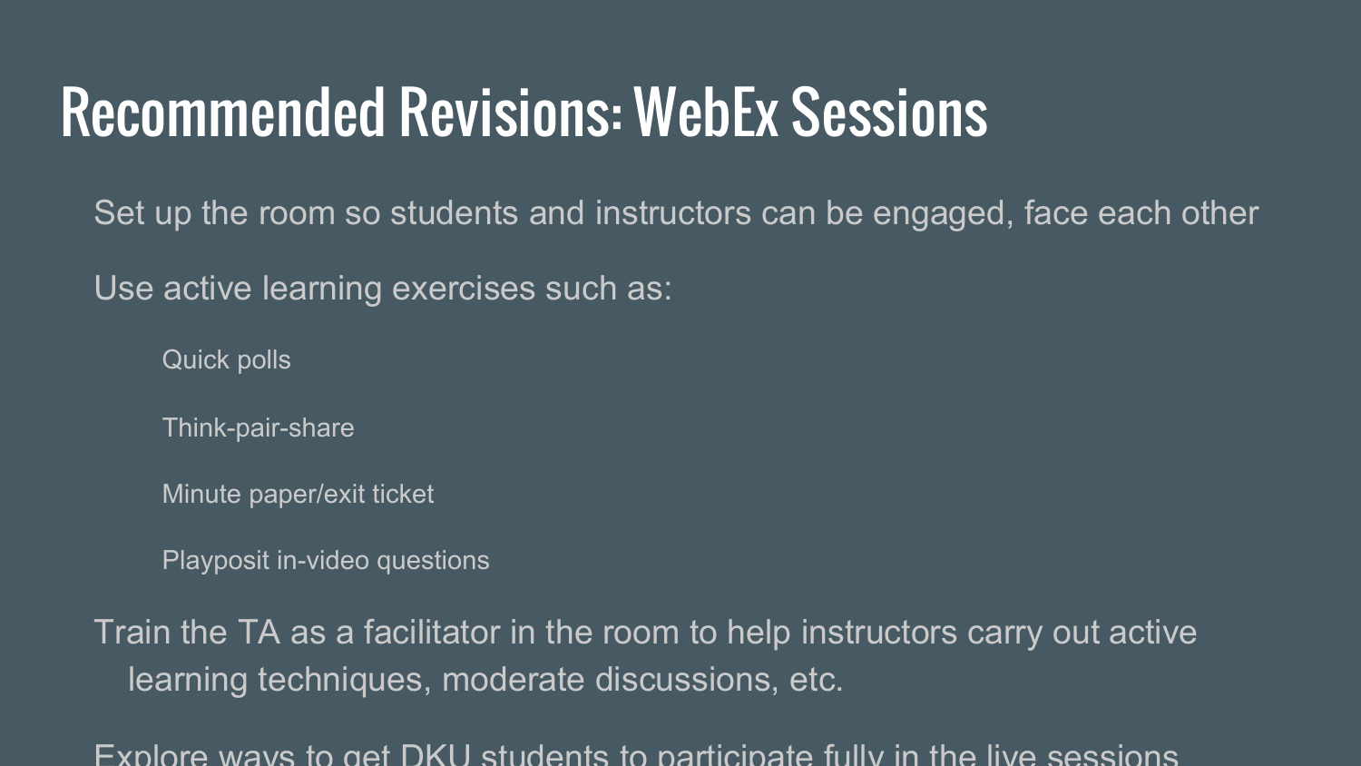# Recommended Revisions: WebEx Sessions

- Set up the room so students and instructors can be engaged, face each other
- Use active learning exercises such as:
  - Quick polls
  - Think-pair-share
  - Minute paper/exit ticket
  - Playposit in-video questions
- Train the TA as a facilitator in the room to help instructors carry out active learning techniques, moderate discussions, etc.
- Explore ways to get DKU students to participate fully in the live sessions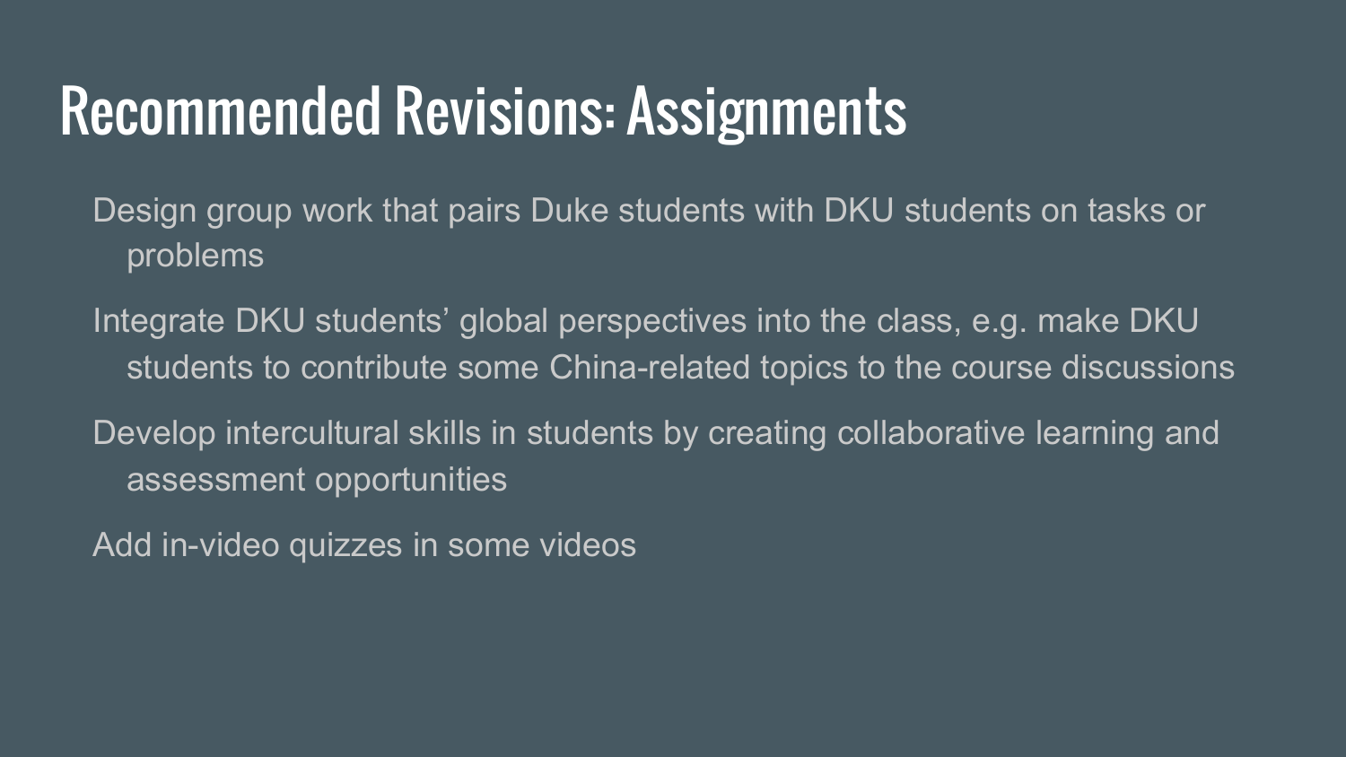# Recommended Revisions: Assignments

Design group work that pairs Duke students with DKU students on tasks or problems

Integrate DKU students' global perspectives into the class, e.g. make DKU students to contribute some China-related topics to the course discussions

Develop intercultural skills in students by creating collaborative learning and assessment opportunities

Add in-video quizzes in some videos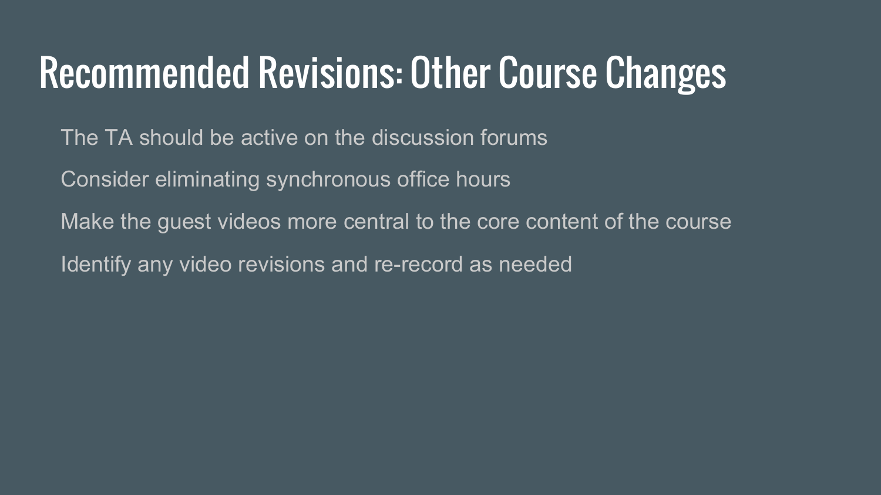# Recommended Revisions: Other Course Changes

The TA should be active on the discussion forums

Consider eliminating synchronous office hours

Make the guest videos more central to the core content of the course

Identify any video revisions and re-record as needed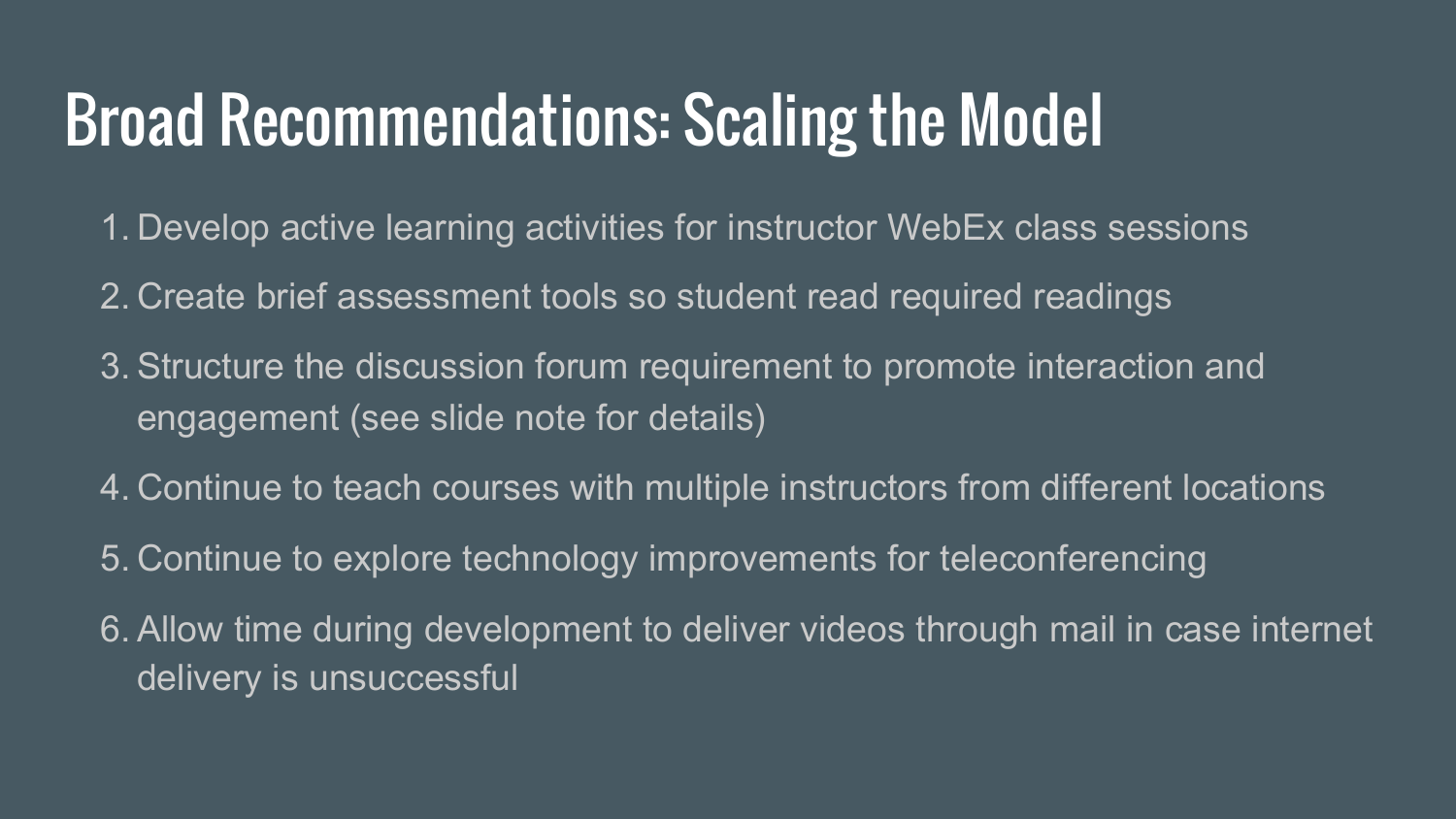# Broad Recommendations: Scaling the Model

1. Develop active learning activities for instructor WebEx class sessions
2. Create brief assessment tools so student read required readings
3. Structure the discussion forum requirement to promote interaction and engagement (see slide note for details)
4. Continue to teach courses with multiple instructors from different locations
5. Continue to explore technology improvements for teleconferencing
6. Allow time during development to deliver videos through mail in case internet delivery is unsuccessful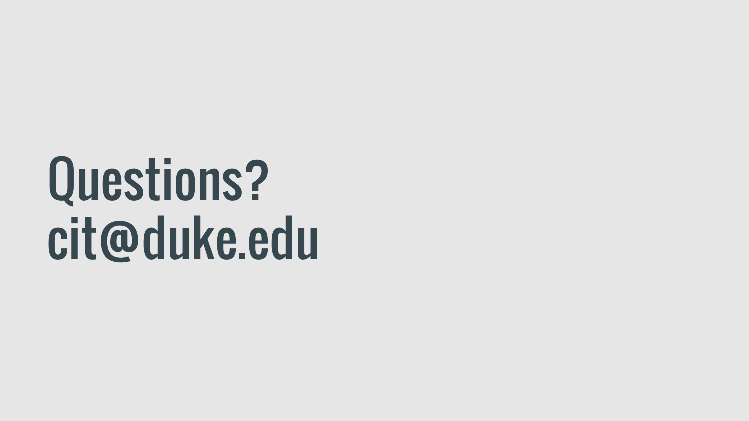# Questions?
# cit@duke.edu